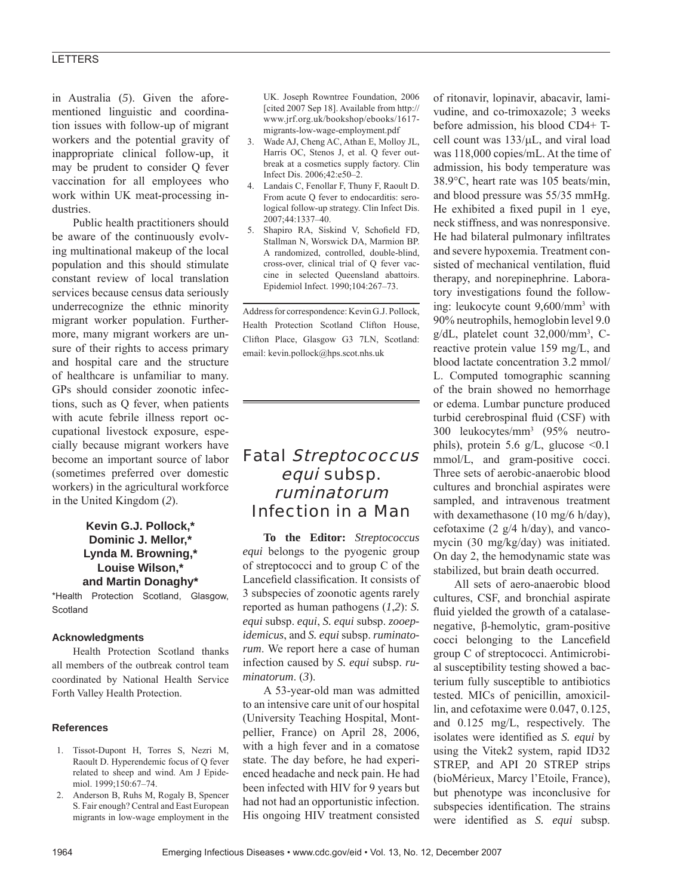in Australia (*5*). Given the aforementioned linguistic and coordination issues with follow-up of migrant workers and the potential gravity of inappropriate clinical follow-up, it may be prudent to consider Q fever vaccination for all employees who work within UK meat-processing industries.

Public health practitioners should be aware of the continuously evolving multinational makeup of the local population and this should stimulate constant review of local translation services because census data seriously underrecognize the ethnic minority migrant worker population. Furthermore, many migrant workers are unsure of their rights to access primary and hospital care and the structure of healthcare is unfamiliar to many. GPs should consider zoonotic infections, such as Q fever, when patients with acute febrile illness report occupational livestock exposure, especially because migrant workers have become an important source of labor (sometimes preferred over domestic workers) in the agricultural workforce in the United Kingdom (*2*).

**Kevin G.J. Pollock,\* Dominic J. Mellor,\* Lynda M. Browning,\* Louise Wilson,\* and Martin Donaghy\***

\*Health Protection Scotland, Glasgow, Scotland

### Acknowledgments

Health Protection Scotland thanks all members of the outbreak control team coordinated by National Health Service Forth Valley Health Protection.

### References

1. Tissot-Dupont H, Torres S, Nezri M, Raoult D. Hyperendemic focus of Q fever related to sheep and wind. Am J Epidemiol. 1999;150:67–74.
2. Anderson B, Ruhs M, Rogaly B, Spencer S. Fair enough? Central and East European migrants in low-wage employment in the UK. Joseph Rowntree Foundation, 2006 [cited 2007 Sep 18]. Available from http://www.jrf.org.uk/bookshop/ebooks/1617-migrants-low-wage-employment.pdf
3. Wade AJ, Cheng AC, Athan E, Molloy JL, Harris OC, Stenos J, et al. Q fever outbreak at a cosmetics supply factory. Clin Infect Dis. 2006;42:e50–2.
4. Landais C, Fenollar F, Thuny F, Raoult D. From acute Q fever to endocarditis: serological follow-up strategy. Clin Infect Dis. 2007;44:1337–40.
5. Shapiro RA, Siskind V, Schofield FD, Stallman N, Worswick DA, Marmion BP. A randomized, controlled, double-blind, cross-over, clinical trial of Q fever vaccine in selected Queensland abattoirs. Epidemiol Infect. 1990;104:267–73.

Address for correspondence: Kevin G.J. Pollock, Health Protection Scotland Clifton House, Clifton Place, Glasgow G3 7LN, Scotland: email: kevin.pollock@hps.scot.nhs.uk

# Fatal *Streptococcus equi* subsp. *ruminatorum* Infection in a Man

**To the Editor:** *Streptococcus equi* belongs to the pyogenic group of streptococci and to group C of the Lancefield classification. It consists of 3 subspecies of zoonotic agents rarely reported as human pathogens (*1*,*2*): *S. equi* subsp. *equi*, *S. equi* subsp. *zooepidemicus*, and *S. equi* subsp. *ruminatorum*. We report here a case of human infection caused by *S. equi* subsp. *ruminatorum*. (*3*).

A 53-year-old man was admitted to an intensive care unit of our hospital (University Teaching Hospital, Montpellier, France) on April 28, 2006, with a high fever and in a comatose state. The day before, he had experienced headache and neck pain. He had been infected with HIV for 9 years but had not had an opportunistic infection. His ongoing HIV treatment consisted of ritonavir, lopinavir, abacavir, lamivudine, and co-trimoxazole; 3 weeks before admission, his blood CD4+ T-cell count was 133/µL, and viral load was 118,000 copies/mL. At the time of admission, his body temperature was 38.9°C, heart rate was 105 beats/min, and blood pressure was 55/35 mmHg. He exhibited a fixed pupil in 1 eye, neck stiffness, and was nonresponsive. He had bilateral pulmonary infiltrates and severe hypoxemia. Treatment consisted of mechanical ventilation, fluid therapy, and norepinephrine. Laboratory investigations found the following: leukocyte count 9,600/mm$^3$ with 90% neutrophils, hemoglobin level 9.0 g/dL, platelet count 32,000/mm$^3$, C-reactive protein value 159 mg/L, and blood lactate concentration 3.2 mmol/L. Computed tomographic scanning of the brain showed no hemorrhage or edema. Lumbar puncture produced turbid cerebrospinal fluid (CSF) with 300 leukocytes/mm$^3$ (95% neutrophils), protein 5.6 g/L, glucose <0.1 mmol/L, and gram-positive cocci. Three sets of aerobic-anaerobic blood cultures and bronchial aspirates were sampled, and intravenous treatment with dexamethasone (10 mg/6 h/day), cefotaxime (2 g/4 h/day), and vancomycin (30 mg/kg/day) was initiated. On day 2, the hemodynamic state was stabilized, but brain death occurred.

All sets of aero-anaerobic blood cultures, CSF, and bronchial aspirate fluid yielded the growth of a catalase-negative, β-hemolytic, gram-positive cocci belonging to the Lancefield group C of streptococci. Antimicrobial susceptibility testing showed a bacterium fully susceptible to antibiotics tested. MICs of penicillin, amoxicillin, and cefotaxime were 0.047, 0.125, and 0.125 mg/L, respectively. The isolates were identified as *S. equi* by using the Vitek2 system, rapid ID32 STREP, and API 20 STREP strips (bioMérieux, Marcy l'Etoile, France), but phenotype was inconclusive for subspecies identification. The strains were identified as *S. equi* subsp.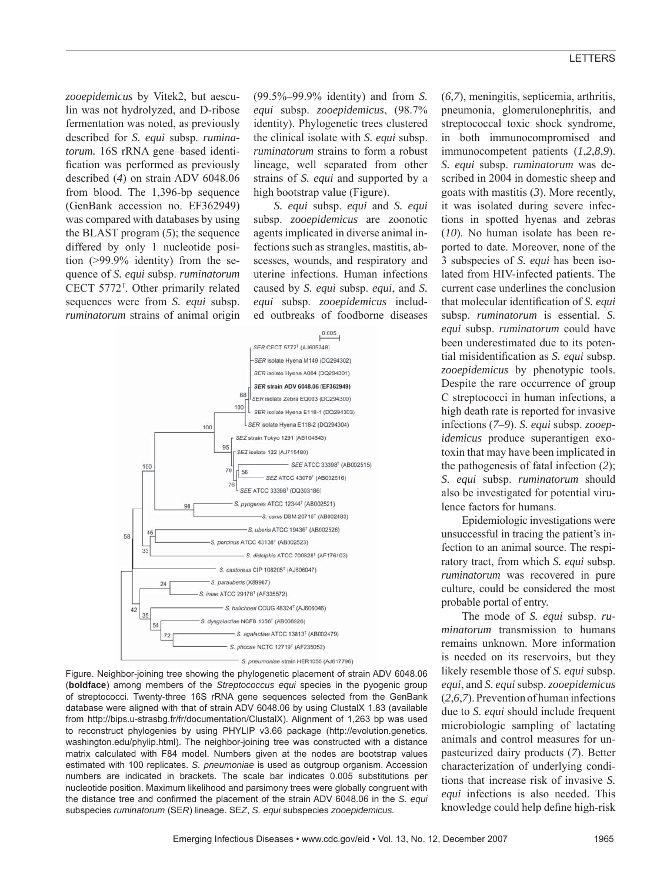*zooepidemicus* by Vitek2, but aesculin was not hydrolyzed, and D-ribose fermentation was noted, as previously described for *S. equi* subsp. *ruminatorum.* 16S rRNA gene–based identification was performed as previously described (*4*) on strain ADV 6048.06 from blood. The 1,396-bp sequence (GenBank accession no. EF362949) was compared with databases by using the BLAST program (*5*); the sequence differed by only 1 nucleotide position (>99.9% identity) from the sequence of *S. equi* subsp. *ruminatorum* CECT 5772[T]. Other primarily related sequences were from *S. equi* subsp. *ruminatorum* strains of animal origin (99.5%–99.9% identity) and from *S. equi* subsp. *zooepidemicus*, (98.7% identity). Phylogenetic trees clustered the clinical isolate with *S. equi* subsp. *ruminatorum* strains to form a robust lineage, well separated from other strains of *S. equi* and supported by a high bootstrap value (Figure).

*S. equi* subsp. *equi* and *S. equi* subsp. *zooepidemicus* are zoonotic agents implicated in diverse animal infections such as strangles, mastitis, abscesses, wounds, and respiratory and uterine infections. Human infections caused by *S. equi* subsp. *equi*, and *S. equi* subsp. *zooepidemicus* included outbreaks of foodborne diseases (*6*,*7*), meningitis, septicemia, arthritis, pneumonia, glomerulonephritis, and streptococcal toxic shock syndrome, in both immunocompromised and immunocompetent patients (*1*,*2*,*8*,*9*). *S. equi* subsp. *ruminatorum* was described in 2004 in domestic sheep and goats with mastitis (*3*). More recently, it was isolated during severe infections in spotted hyenas and zebras (*10*). No human isolate has been reported to date. Moreover, none of the 3 subspecies of *S. equi* has been isolated from HIV-infected patients. The current case underlines the conclusion that molecular identification of *S. equi* subsp. *ruminatorum* is essential. *S. equi* subsp. *ruminatorum* could have been underestimated due to its potential misidentification as *S. equi* subsp. *zooepidemicus* by phenotypic tools. Despite the rare occurrence of group C streptococci in human infections, a high death rate is reported for invasive infections (*7*–*9*). *S. equi* subsp. *zooepidemicus* produce superantigen exotoxin that may have been implicated in the pathogenesis of fatal infection (*2*); *S. equi* subsp. *ruminatorum* should also be investigated for potential virulence factors for humans.

Epidemiologic investigations were unsuccessful in tracing the patient's infection to an animal source. The respiratory tract, from which *S. equi* subsp. *ruminatorum* was recovered in pure culture, could be considered the most probable portal of entry.

The mode of *S. equi* subsp. *ruminatorum* transmission to humans remains unknown. More information is needed on its reservoirs, but they likely resemble those of *S. equi* subsp. *equi*, and *S. equi* subsp. *zooepidemicus* (*2*,*6*,*7*). Prevention of human infections due to *S. equi* should include frequent microbiologic sampling of lactating animals and control measures for unpasteurized dairy products (*7*). Better characterization of underlying conditions that increase risk of invasive *S. equi* infections is also needed. This knowledge could help define high-risk

Figure. Neighbor-joining tree showing the phylogenetic placement of strain ADV 6048.06 (**boldface**) among members of the *Streptococcus equi* species in the pyogenic group of streptococci. Twenty-three 16S rRNA gene sequences selected from the GenBank database were aligned with that of strain ADV 6048.06 by using ClustalX 1.83 (available from http://bips.u-strasbg.fr/fr/documentation/ClustalX). Alignment of 1,263 bp was used to reconstruct phylogenies by using PHYLIP v3.66 package (http://evolution.genetics.washington.edu/phylip.html). The neighbor-joining tree was constructed with a distance matrix calculated with F84 model. Numbers given at the nodes are bootstrap values estimated with 100 replicates. *S. pneumoniae* is used as outgroup organism. Accession numbers are indicated in brackets. The scale bar indicates 0.005 substitutions per nucleotide position. Maximum likelihood and parsimony trees were globally congruent with the distance tree and confirmed the placement of the strain ADV 6048.06 in the *S. equi* subspecies *ruminatorum* (SER) lineage. SEZ, *S. equi* subspecies *zooepidemicus.*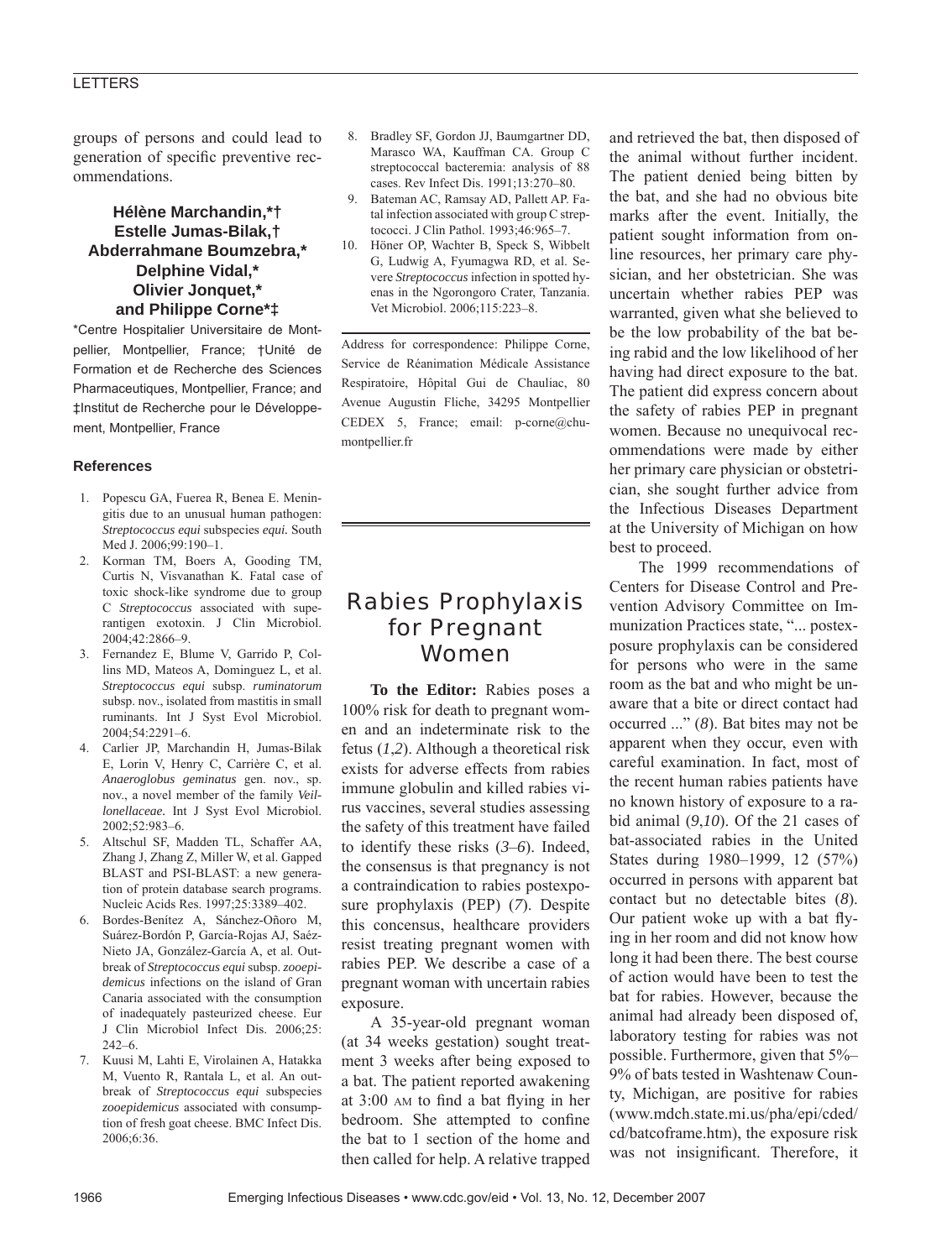groups of persons and could lead to generation of specific preventive recommendations.

**Hélène Marchandin,\*† Estelle Jumas-Bilak,† Abderrahmane Boumzebra,\* Delphine Vidal,\* Olivier Jonquet,\* and Philippe Corne\*‡**

\*Centre Hospitalier Universitaire de Montpellier, Montpellier, France; †Unité de Formation et de Recherche des Sciences Pharmaceutiques, Montpellier, France; and ‡Institut de Recherche pour le Développement, Montpellier, France

### References

1. Popescu GA, Fuerea R, Benea E. Meningitis due to an unusual human pathogen: *Streptococcus equi* subspecies *equi.* South Med J. 2006;99:190–1.
2. Korman TM, Boers A, Gooding TM, Curtis N, Visvanathan K. Fatal case of toxic shock-like syndrome due to group C *Streptococcus* associated with superantigen exotoxin. J Clin Microbiol. 2004;42:2866–9.
3. Fernandez E, Blume V, Garrido P, Collins MD, Mateos A, Dominguez L, et al. *Streptococcus equi* subsp. *ruminatorum* subsp. nov., isolated from mastitis in small ruminants. Int J Syst Evol Microbiol. 2004;54:2291–6.
4. Carlier JP, Marchandin H, Jumas-Bilak E, Lorin V, Henry C, Carrière C, et al. *Anaeroglobus geminatus* gen. nov., sp. nov., a novel member of the family *Veillonellaceae.* Int J Syst Evol Microbiol. 2002;52:983–6.
5. Altschul SF, Madden TL, Schaffer AA, Zhang J, Zhang Z, Miller W, et al. Gapped BLAST and PSI-BLAST: a new generation of protein database search programs. Nucleic Acids Res. 1997;25:3389–402.
6. Bordes-Benítez A, Sánchez-Oñoro M, Suárez-Bordón P, García-Rojas AJ, Saéz-Nieto JA, González-García A, et al. Outbreak of *Streptococcus equi* subsp. *zooepidemicus* infections on the island of Gran Canaria associated with the consumption of inadequately pasteurized cheese. Eur J Clin Microbiol Infect Dis. 2006;25:242–6.
7. Kuusi M, Lahti E, Virolainen A, Hatakka M, Vuento R, Rantala L, et al. An outbreak of *Streptococcus equi* subspecies *zooepidemicus* associated with consumption of fresh goat cheese. BMC Infect Dis. 2006;6:36.
8. Bradley SF, Gordon JJ, Baumgartner DD, Marasco WA, Kauffman CA. Group C streptococcal bacteremia: analysis of 88 cases. Rev Infect Dis. 1991;13:270–80.
9. Bateman AC, Ramsay AD, Pallett AP. Fatal infection associated with group C streptococci. J Clin Pathol. 1993;46:965–7.
10. Höner OP, Wachter B, Speck S, Wibbelt G, Ludwig A, Fyumagwa RD, et al. Severe *Streptococcus* infection in spotted hyenas in the Ngorongoro Crater, Tanzania. Vet Microbiol. 2006;115:223–8.

Address for correspondence: Philippe Corne, Service de Réanimation Médicale Assistance Respiratoire, Hôpital Gui de Chauliac, 80 Avenue Augustin Fliche, 34295 Montpellier CEDEX 5, France; email: p-corne@chu-montpellier.fr

# Rabies Prophylaxis for Pregnant Women

**To the Editor:** Rabies poses a 100% risk for death to pregnant women and an indeterminate risk to the fetus (*1*,*2*). Although a theoretical risk exists for adverse effects from rabies immune globulin and killed rabies virus vaccines, several studies assessing the safety of this treatment have failed to identify these risks (*3*–*6*). Indeed, the consensus is that pregnancy is not a contraindication to rabies postexposure prophylaxis (PEP) (*7*). Despite this concensus, healthcare providers resist treating pregnant women with rabies PEP. We describe a case of a pregnant woman with uncertain rabies exposure.

A 35-year-old pregnant woman (at 34 weeks gestation) sought treatment 3 weeks after being exposed to a bat. The patient reported awakening at 3:00 AM to find a bat flying in her bedroom. She attempted to confine the bat to 1 section of the home and then called for help. A relative trapped and retrieved the bat, then disposed of the animal without further incident. The patient denied being bitten by the bat, and she had no obvious bite marks after the event. Initially, the patient sought information from online resources, her primary care physician, and her obstetrician. She was uncertain whether rabies PEP was warranted, given what she believed to be the low probability of the bat being rabid and the low likelihood of her having had direct exposure to the bat. The patient did express concern about the safety of rabies PEP in pregnant women. Because no unequivocal recommendations were made by either her primary care physician or obstetrician, she sought further advice from the Infectious Diseases Department at the University of Michigan on how best to proceed.

The 1999 recommendations of Centers for Disease Control and Prevention Advisory Committee on Immunization Practices state, "... postexposure prophylaxis can be considered for persons who were in the same room as the bat and who might be unaware that a bite or direct contact had occurred ..." (*8*). Bat bites may not be apparent when they occur, even with careful examination. In fact, most of the recent human rabies patients have no known history of exposure to a rabid animal (*9*,*10*). Of the 21 cases of bat-associated rabies in the United States during 1980–1999, 12 (57%) occurred in persons with apparent bat contact but no detectable bites (*8*). Our patient woke up with a bat flying in her room and did not know how long it had been there. The best course of action would have been to test the bat for rabies. However, because the animal had already been disposed of, laboratory testing for rabies was not possible. Furthermore, given that 5%–9% of bats tested in Washtenaw County, Michigan, are positive for rabies (www.mdch.state.mi.us/pha/epi/cded/cd/batcoframe.htm), the exposure risk was not insignificant. Therefore, it